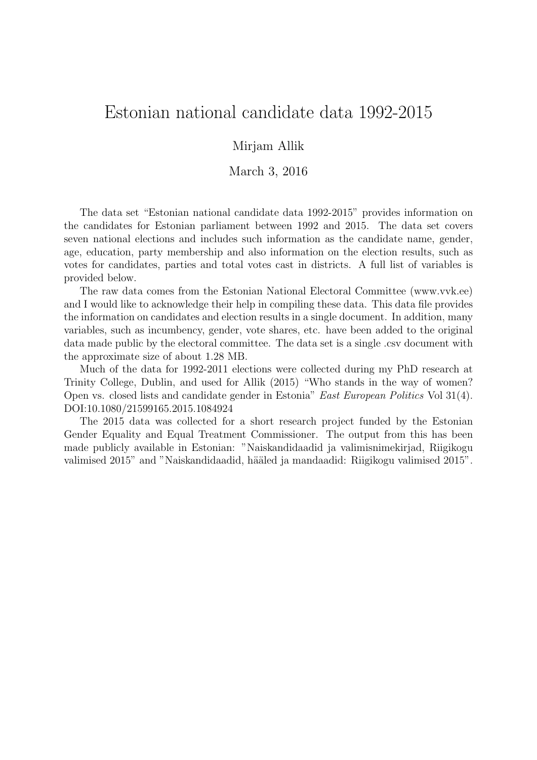# Estonian national candidate data 1992-2015

Mirjam Allik

March 3, 2016

The data set "Estonian national candidate data 1992-2015" provides information on the candidates for Estonian parliament between 1992 and 2015. The data set covers seven national elections and includes such information as the candidate name, gender, age, education, party membership and also information on the election results, such as votes for candidates, parties and total votes cast in districts. A full list of variables is provided below.

The raw data comes from the Estonian National Electoral Committee (www.vvk.ee) and I would like to acknowledge their help in compiling these data. This data file provides the information on candidates and election results in a single document. In addition, many variables, such as incumbency, gender, vote shares, etc. have been added to the original data made public by the electoral committee. The data set is a single .csv document with the approximate size of about 1.28 MB.

Much of the data for 1992-2011 elections were collected during my PhD research at Trinity College, Dublin, and used for Allik (2015) "Who stands in the way of women? Open vs. closed lists and candidate gender in Estonia" *East European Politics* Vol 31(4). DOI:10.1080/21599165.2015.1084924

The 2015 data was collected for a short research project funded by the Estonian Gender Equality and Equal Treatment Commissioner. The output from this has been made publicly available in Estonian: "Naiskandidaadid ja valimisnimekirjad, Riigikogu valimised 2015" and "Naiskandidaadid, hääled ja mandaadid: Riigikogu valimised 2015".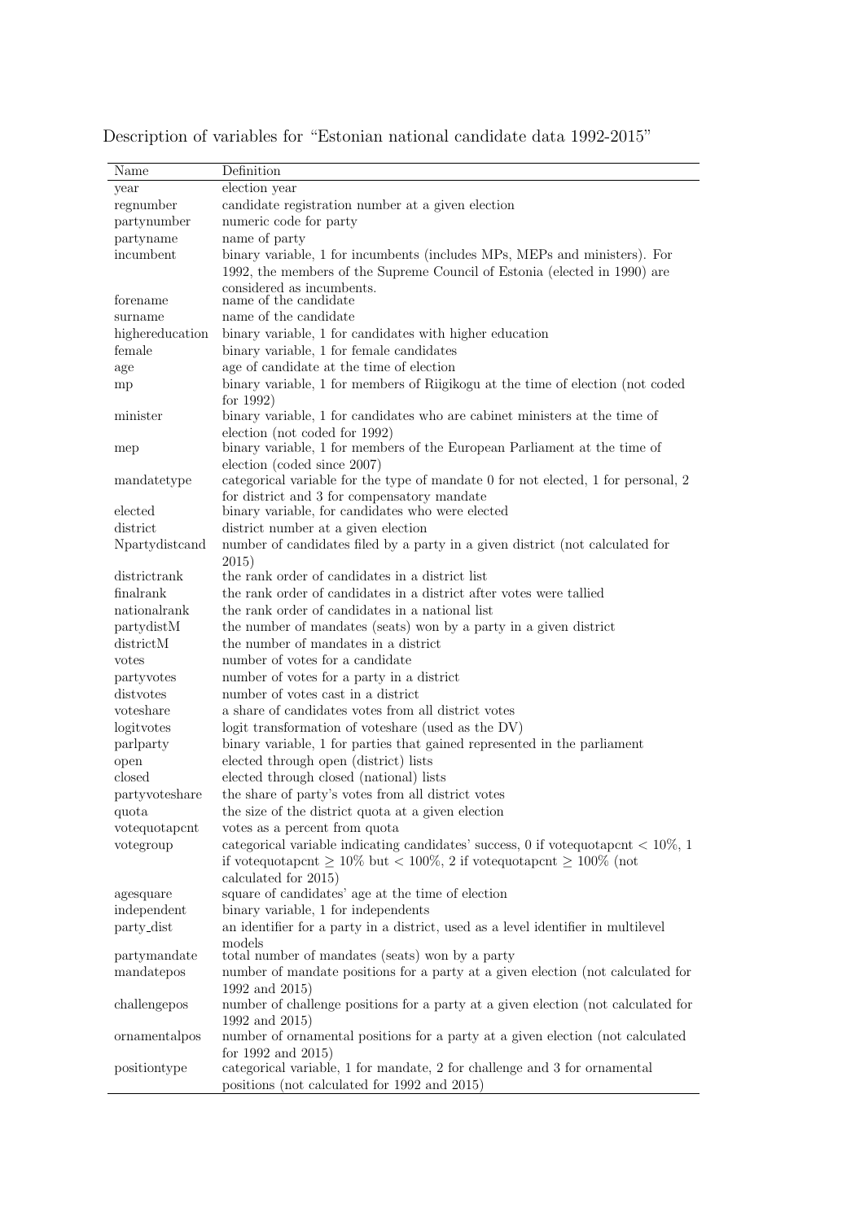Description of variables for "Estonian national candidate data 1992-2015"

| Name | Definition |
|---|---|
| year | election year |
| regnumber | candidate registration number at a given election |
| partynumber | numeric code for party |
| partyname | name of party |
| incumbent | binary variable, 1 for incumbents (includes MPs, MEPs and ministers). For 1992, the members of the Supreme Council of Estonia (elected in 1990) are considered as incumbents. |
| forename | name of the candidate |
| surname | name of the candidate |
| highereducation | binary variable, 1 for candidates with higher education |
| female | binary variable, 1 for female candidates |
| age | age of candidate at the time of election |
| mp | binary variable, 1 for members of Riigikogu at the time of election (not coded for 1992) |
| minister | binary variable, 1 for candidates who are cabinet ministers at the time of election (not coded for 1992) |
| mep | binary variable, 1 for members of the European Parliament at the time of election (coded since 2007) |
| mandatetype | categorical variable for the type of mandate 0 for not elected, 1 for personal, 2 for district and 3 for compensatory mandate |
| elected | binary variable, for candidates who were elected |
| district | district number at a given election |
| Npartydistcand | number of candidates filed by a party in a given district (not calculated for 2015) |
| districtrank | the rank order of candidates in a district list |
| finalrank | the rank order of candidates in a district after votes were tallied |
| nationalrank | the rank order of candidates in a national list |
| partydistM | the number of mandates (seats) won by a party in a given district |
| districtM | the number of mandates in a district |
| votes | number of votes for a candidate |
| partyvotes | number of votes for a party in a district |
| distvotes | number of votes cast in a district |
| voteshare | a share of candidates votes from all district votes |
| logitvotes | logit transformation of voteshare (used as the DV) |
| parlparty | binary variable, 1 for parties that gained represented in the parliament |
| open | elected through open (district) lists |
| closed | elected through closed (national) lists |
| partyvoteshare | the share of party's votes from all district votes |
| quota | the size of the district quota at a given election |
| votequotapcnt | votes as a percent from quota |
| votegroup | categorical variable indicating candidates' success, 0 if votequotapcnt $< 10\%$, 1 if votequotapcnt $\geq 10\%$ but $< 100\%$, 2 if votequotapcnt $\geq 100\%$ (not calculated for 2015) |
| agesquare | square of candidates' age at the time of election |
| independent | binary variable, 1 for independents |
| party_dist | an identifier for a party in a district, used as a level identifier in multilevel models |
| partymandate | total number of mandates (seats) won by a party |
| mandatepos | number of mandate positions for a party at a given election (not calculated for 1992 and 2015) |
| challengepos | number of challenge positions for a party at a given election (not calculated for 1992 and 2015) |
| ornamentalpos | number of ornamental positions for a party at a given election (not calculated for 1992 and 2015) |
| positiontype | categorical variable, 1 for mandate, 2 for challenge and 3 for ornamental positions (not calculated for 1992 and 2015) |